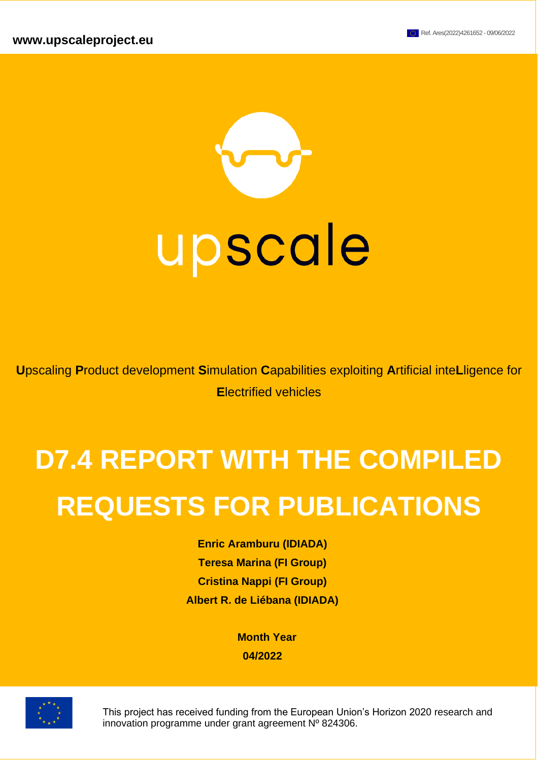www.upscaleproject.eu

Ref. Ares(2022)4261652 - 09/06/2022

upscale

**U**pscaling **P**roduct development **S**imulation **C**apabilities exploiting **A**rtificial inte**L**ligence for **E**lectrified vehicles

# D7.4 REPORT WITH THE COMPILED REQUESTS FOR PUBLICATIONS

**Enric Aramburu (IDIADA)**
**Teresa Marina (FI Group)**
**Cristina Nappi (FI Group)**
**Albert R. de Liébana (IDIADA)**

**Month Year**
**04/2022**

This project has received funding from the European Union's Horizon 2020 research and innovation programme under grant agreement Nº 824306.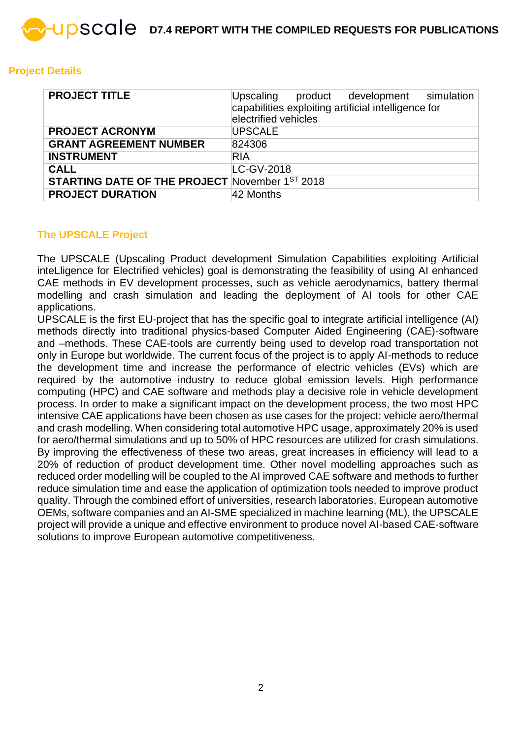## Project Details

| PROJECT TITLE | Upscaling product development simulation capabilities exploiting artificial intelligence for electrified vehicles |
|---|---|
| PROJECT ACRONYM | UPSCALE |
| GRANT AGREEMENT NUMBER | 824306 |
| INSTRUMENT | RIA |
| CALL | LC-GV-2018 |
| STARTING DATE OF THE PROJECT | November 1ST 2018 |
| PROJECT DURATION | 42 Months |

## The UPSCALE Project

The UPSCALE (Upscaling Product development Simulation Capabilities exploiting Artificial inteLligence for Electrified vehicles) goal is demonstrating the feasibility of using AI enhanced CAE methods in EV development processes, such as vehicle aerodynamics, battery thermal modelling and crash simulation and leading the deployment of AI tools for other CAE applications.

UPSCALE is the first EU-project that has the specific goal to integrate artificial intelligence (AI) methods directly into traditional physics-based Computer Aided Engineering (CAE)-software and –methods. These CAE-tools are currently being used to develop road transportation not only in Europe but worldwide. The current focus of the project is to apply AI-methods to reduce the development time and increase the performance of electric vehicles (EVs) which are required by the automotive industry to reduce global emission levels. High performance computing (HPC) and CAE software and methods play a decisive role in vehicle development process. In order to make a significant impact on the development process, the two most HPC intensive CAE applications have been chosen as use cases for the project: vehicle aero/thermal and crash modelling. When considering total automotive HPC usage, approximately 20% is used for aero/thermal simulations and up to 50% of HPC resources are utilized for crash simulations. By improving the effectiveness of these two areas, great increases in efficiency will lead to a 20% of reduction of product development time. Other novel modelling approaches such as reduced order modelling will be coupled to the AI improved CAE software and methods to further reduce simulation time and ease the application of optimization tools needed to improve product quality. Through the combined effort of universities, research laboratories, European automotive OEMs, software companies and an AI-SME specialized in machine learning (ML), the UPSCALE project will provide a unique and effective environment to produce novel AI-based CAE-software solutions to improve European automotive competitiveness.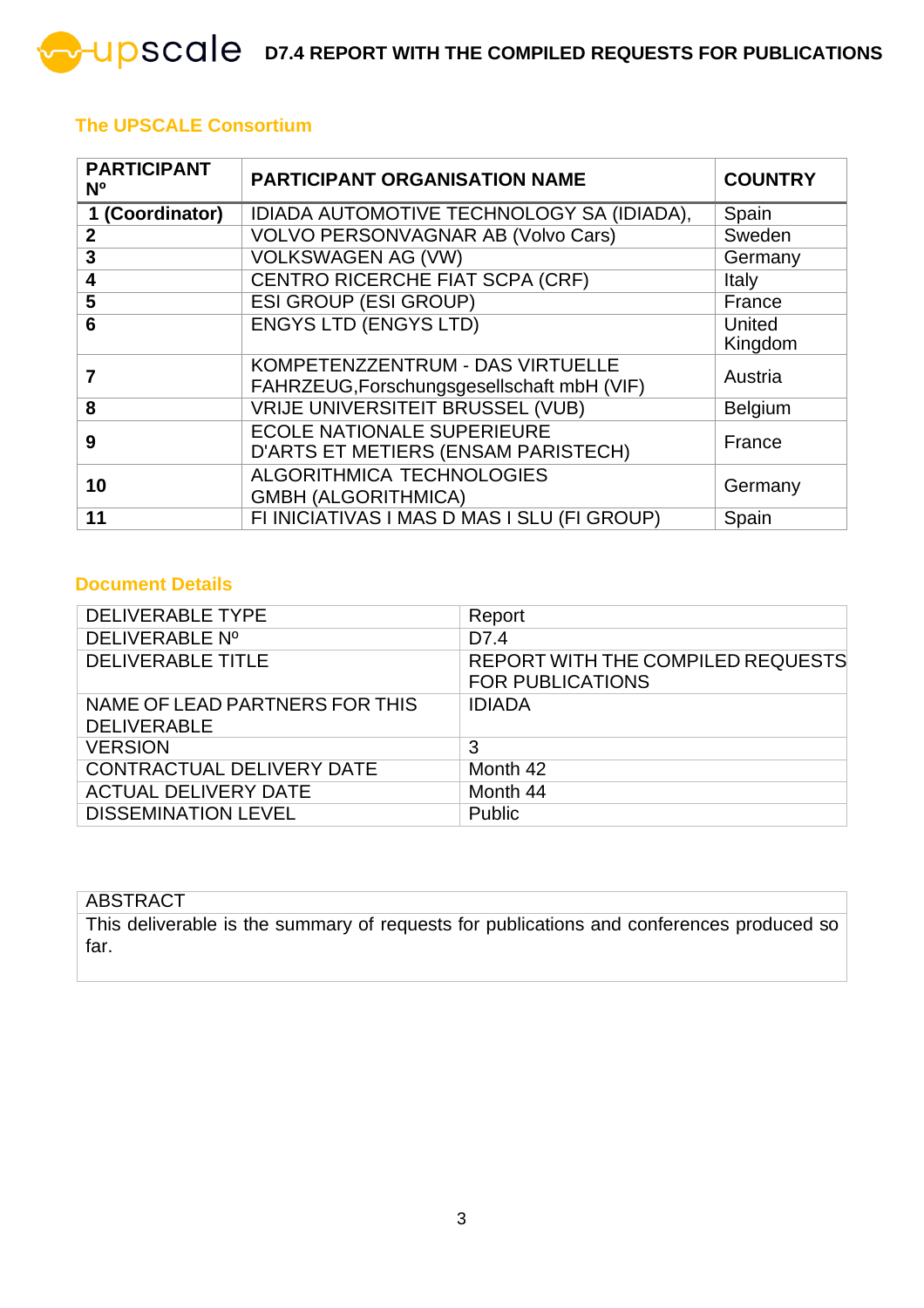## The UPSCALE Consortium

| PARTICIPANT Nº | PARTICIPANT ORGANISATION NAME | COUNTRY |
|---|---|---|
| **1 (Coordinator)** | IDIADA AUTOMOTIVE TECHNOLOGY SA (IDIADA), | Spain |
| **2** | VOLVO PERSONVAGNAR AB (Volvo Cars) | Sweden |
| **3** | VOLKSWAGEN AG (VW) | Germany |
| **4** | CENTRO RICERCHE FIAT SCPA (CRF) | Italy |
| **5** | ESI GROUP (ESI GROUP) | France |
| **6** | ENGYS LTD (ENGYS LTD) | United Kingdom |
| **7** | KOMPETENZZENTRUM - DAS VIRTUELLE FAHRZEUG,Forschungsgesellschaft mbH (VIF) | Austria |
| **8** | VRIJE UNIVERSITEIT BRUSSEL (VUB) | Belgium |
| **9** | ECOLE NATIONALE SUPERIEURE D'ARTS ET METIERS (ENSAM PARISTECH) | France |
| **10** | ALGORITHMICA TECHNOLOGIES GMBH (ALGORITHMICA) | Germany |
| **11** | FI INICIATIVAS I MAS D MAS I SLU (FI GROUP) | Spain |

## Document Details

| | |
|---|---|
| DELIVERABLE TYPE | Report |
| DELIVERABLE Nº | D7.4 |
| DELIVERABLE TITLE | REPORT WITH THE COMPILED REQUESTS FOR PUBLICATIONS |
| NAME OF LEAD PARTNERS FOR THIS DELIVERABLE | IDIADA |
| VERSION | 3 |
| CONTRACTUAL DELIVERY DATE | Month 42 |
| ACTUAL DELIVERY DATE | Month 44 |
| DISSEMINATION LEVEL | Public |

| ABSTRACT |
|---|
| This deliverable is the summary of requests for publications and conferences produced so far. |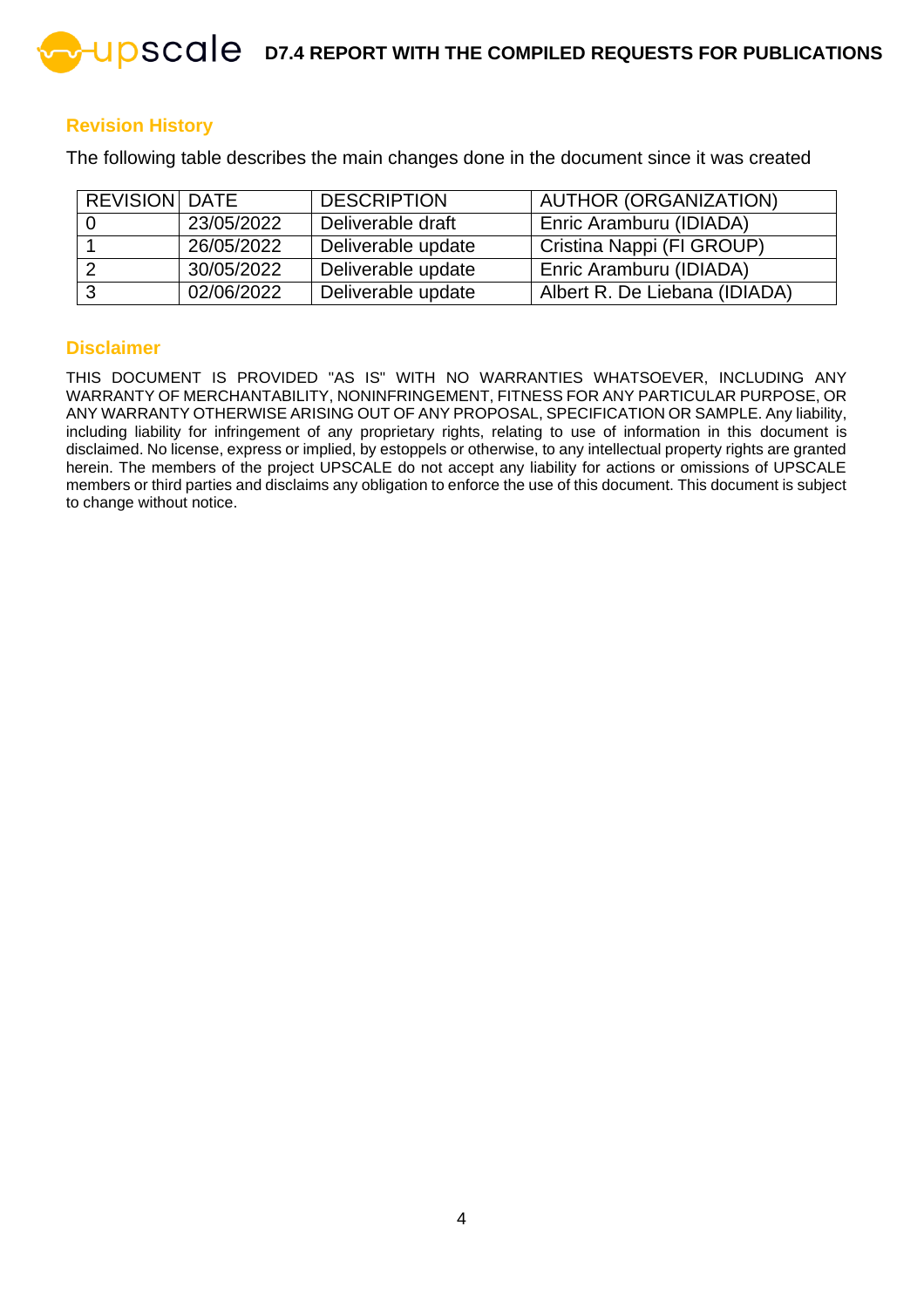## Revision History

The following table describes the main changes done in the document since it was created

| REVISION | DATE | DESCRIPTION | AUTHOR (ORGANIZATION) |
|---|---|---|---|
| 0 | 23/05/2022 | Deliverable draft | Enric Aramburu (IDIADA) |
| 1 | 26/05/2022 | Deliverable update | Cristina Nappi (FI GROUP) |
| 2 | 30/05/2022 | Deliverable update | Enric Aramburu (IDIADA) |
| 3 | 02/06/2022 | Deliverable update | Albert R. De Liebana (IDIADA) |

## Disclaimer

THIS DOCUMENT IS PROVIDED "AS IS" WITH NO WARRANTIES WHATSOEVER, INCLUDING ANY WARRANTY OF MERCHANTABILITY, NONINFRINGEMENT, FITNESS FOR ANY PARTICULAR PURPOSE, OR ANY WARRANTY OTHERWISE ARISING OUT OF ANY PROPOSAL, SPECIFICATION OR SAMPLE. Any liability, including liability for infringement of any proprietary rights, relating to use of information in this document is disclaimed. No license, express or implied, by estoppels or otherwise, to any intellectual property rights are granted herein. The members of the project UPSCALE do not accept any liability for actions or omissions of UPSCALE members or third parties and disclaims any obligation to enforce the use of this document. This document is subject to change without notice.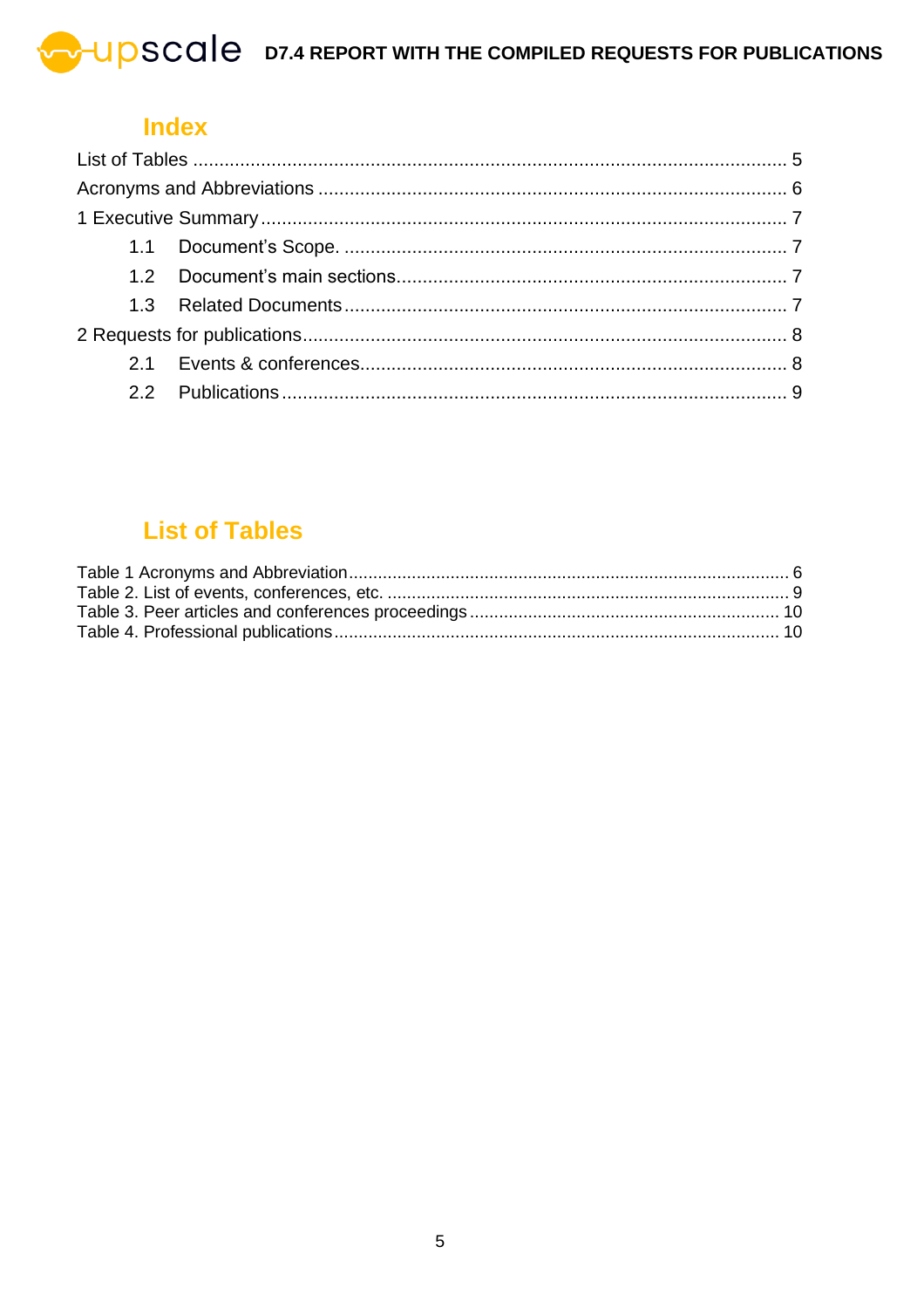## Index

List of Tables ........................................................................................................ 5
Acronyms and Abbreviations ................................................................................ 6
1 Executive Summary ............................................................................................ 7
  1.1 Document's Scope. ........................................................................................ 7
  1.2 Document's main sections............................................................................. 7
  1.3 Related Documents ........................................................................................ 7
2 Requests for publications..................................................................................... 8
  2.1 Events & conferences..................................................................................... 8
  2.2 Publications .................................................................................................... 9

## List of Tables

Table 1 Acronyms and Abbreviation ........................................................................ 6
Table 2. List of events, conferences, etc. ................................................................. 9
Table 3. Peer articles and conferences proceedings .............................................. 10
Table 4. Professional publications .......................................................................... 10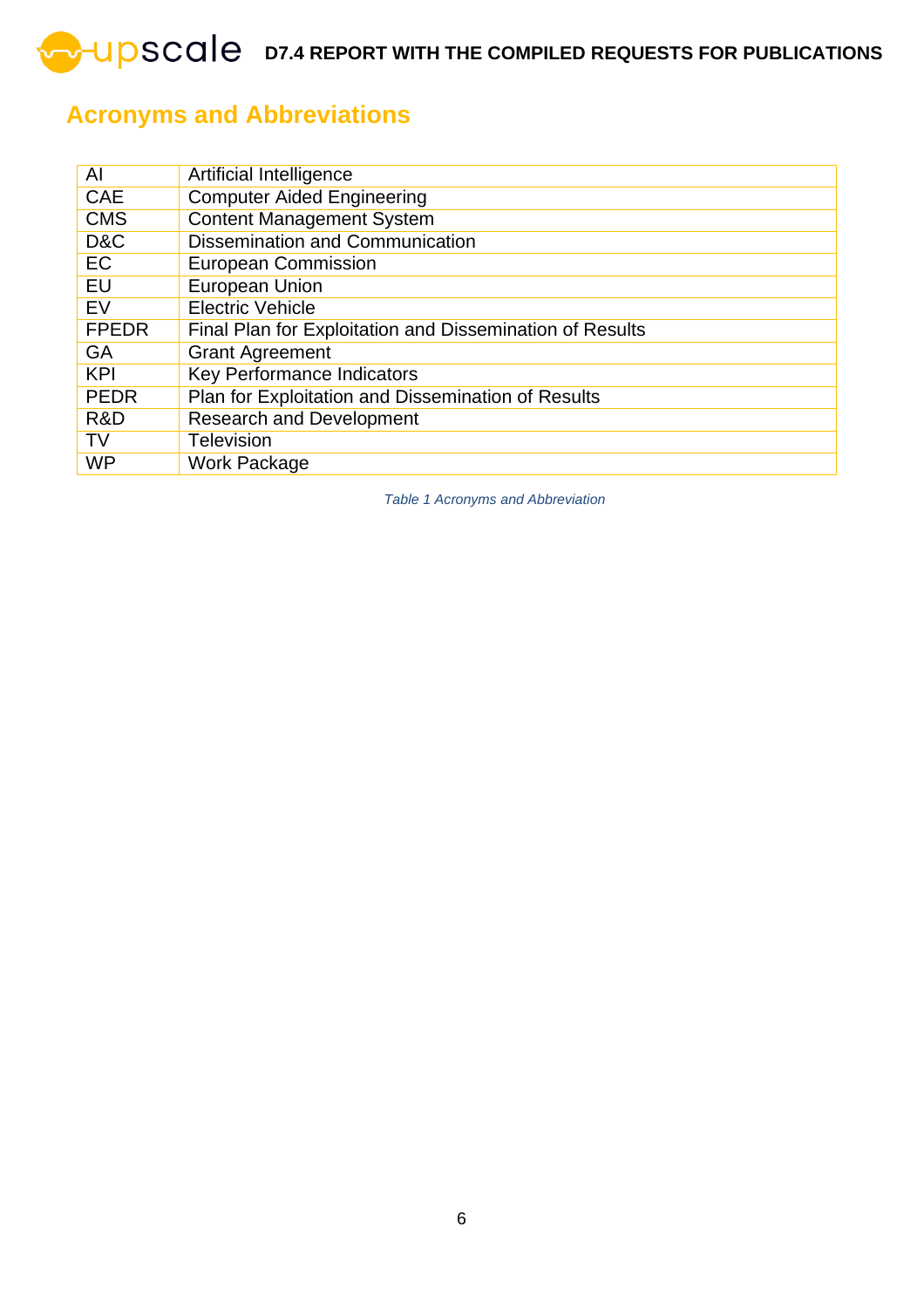# Acronyms and Abbreviations

| | |
|---|---|
| AI | Artificial Intelligence |
| CAE | Computer Aided Engineering |
| CMS | Content Management System |
| D&C | Dissemination and Communication |
| EC | European Commission |
| EU | European Union |
| EV | Electric Vehicle |
| FPEDR | Final Plan for Exploitation and Dissemination of Results |
| GA | Grant Agreement |
| KPI | Key Performance Indicators |
| PEDR | Plan for Exploitation and Dissemination of Results |
| R&D | Research and Development |
| TV | Television |
| WP | Work Package |

*Table 1 Acronyms and Abbreviation*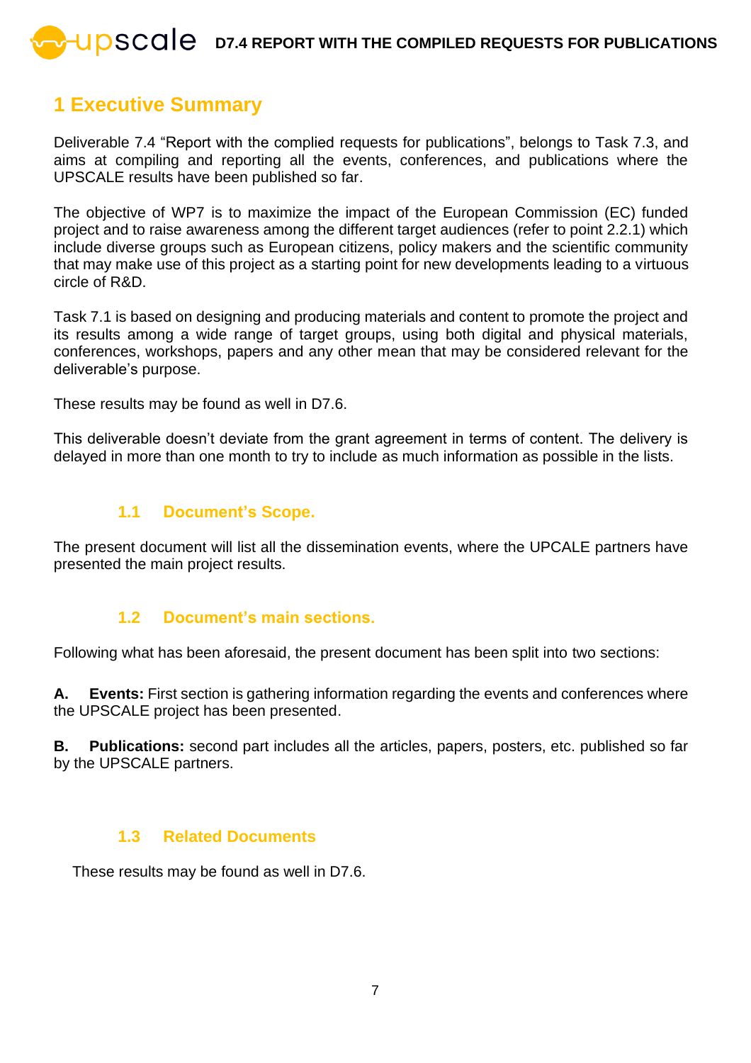# 1 Executive Summary

Deliverable 7.4 “Report with the complied requests for publications”, belongs to Task 7.3, and aims at compiling and reporting all the events, conferences, and publications where the UPSCALE results have been published so far.

The objective of WP7 is to maximize the impact of the European Commission (EC) funded project and to raise awareness among the different target audiences (refer to point 2.2.1) which include diverse groups such as European citizens, policy makers and the scientific community that may make use of this project as a starting point for new developments leading to a virtuous circle of R&D.

Task 7.1 is based on designing and producing materials and content to promote the project and its results among a wide range of target groups, using both digital and physical materials, conferences, workshops, papers and any other mean that may be considered relevant for the deliverable’s purpose.

These results may be found as well in D7.6.

This deliverable doesn’t deviate from the grant agreement in terms of content. The delivery is delayed in more than one month to try to include as much information as possible in the lists.

## 1.1 Document’s Scope.

The present document will list all the dissemination events, where the UPCALE partners have presented the main project results.

## 1.2 Document’s main sections.

Following what has been aforesaid, the present document has been split into two sections:

**A. Events:** First section is gathering information regarding the events and conferences where the UPSCALE project has been presented.

**B. Publications:** second part includes all the articles, papers, posters, etc. published so far by the UPSCALE partners.

## 1.3 Related Documents

These results may be found as well in D7.6.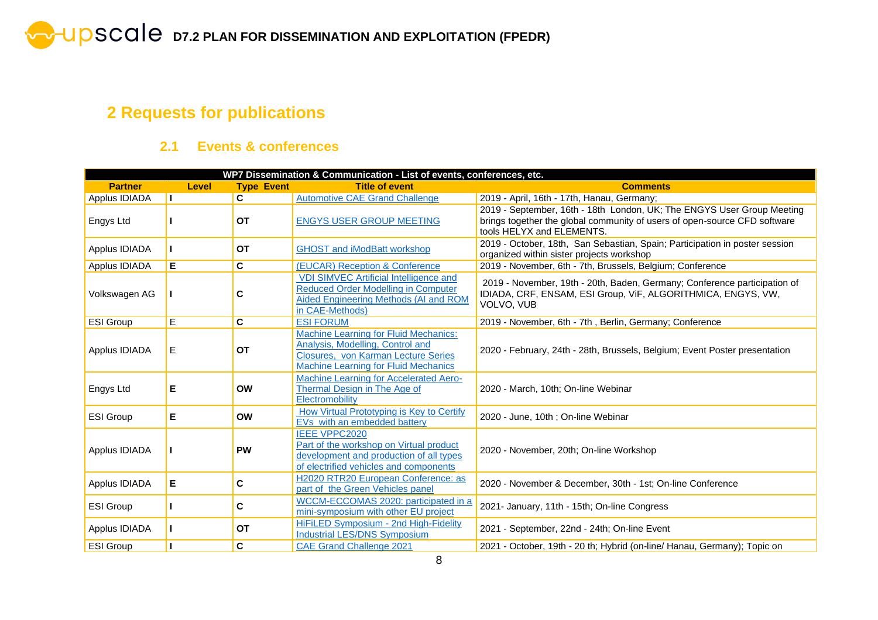## 2 Requests for publications

### 2.1 Events & conferences

| WP7 Dissemination & Communication - List of events, conferences, etc. | | | | |
|---|---|---|---|---|
| **Partner** | **Level** | **Type Event** | **Title of event** | **Comments** |
| Applus IDIADA | I | C | Automotive CAE Grand Challenge | 2019 - April, 16th - 17th, Hanau, Germany; |
| Engys Ltd | I | OT | ENGYS USER GROUP MEETING | 2019 - September, 16th - 18th London, UK; The ENGYS User Group Meeting brings together the global community of users of open-source CFD software tools HELYX and ELEMENTS. |
| Applus IDIADA | I | OT | GHOST and iModBatt workshop | 2019 - October, 18th, San Sebastian, Spain; Participation in poster session organized within sister projects workshop |
| Applus IDIADA | E | C | (EUCAR) Reception & Conference | 2019 - November, 6th - 7th, Brussels, Belgium; Conference |
| Volkswagen AG | I | C | VDI SIMVEC Artificial Intelligence and Reduced Order Modelling in Computer Aided Engineering Methods (AI and ROM in CAE-Methods) | 2019 - November, 19th - 20th, Baden, Germany; Conference participation of IDIADA, CRF, ENSAM, ESI Group, ViF, ALGORITHMICA, ENGYS, VW, VOLVO, VUB |
| ESI Group | E | C | ESI FORUM | 2019 - November, 6th - 7th , Berlin, Germany; Conference |
| Applus IDIADA | E | OT | Machine Learning for Fluid Mechanics: Analysis, Modelling, Control and Closures, von Karman Lecture Series Machine Learning for Fluid Mechanics | 2020 - February, 24th - 28th, Brussels, Belgium; Event Poster presentation |
| Engys Ltd | E | OW | Machine Learning for Accelerated Aero-Thermal Design in The Age of Electromobility | 2020 - March, 10th; On-line Webinar |
| ESI Group | E | OW | How Virtual Prototyping is Key to Certify EVs with an embedded battery | 2020 - June, 10th ; On-line Webinar |
| Applus IDIADA | I | PW | IEEE VPPC2020 Part of the workshop on Virtual product development and production of all types of electrified vehicles and components | 2020 - November, 20th; On-line Workshop |
| Applus IDIADA | E | C | H2020 RTR20 European Conference: as part of the Green Vehicles panel | 2020 - November & December, 30th - 1st; On-line Conference |
| ESI Group | I | C | WCCM-ECCOMAS 2020: participated in a mini-symposium with other EU project | 2021- January, 11th - 15th; On-line Congress |
| Applus IDIADA | I | OT | HiFiLED Symposium - 2nd High-Fidelity Industrial LES/DNS Symposium | 2021 - September, 22nd - 24th; On-line Event |
| ESI Group | I | C | CAE Grand Challenge 2021 | 2021 - October, 19th - 20 th; Hybrid (on-line/ Hanau, Germany); Topic on |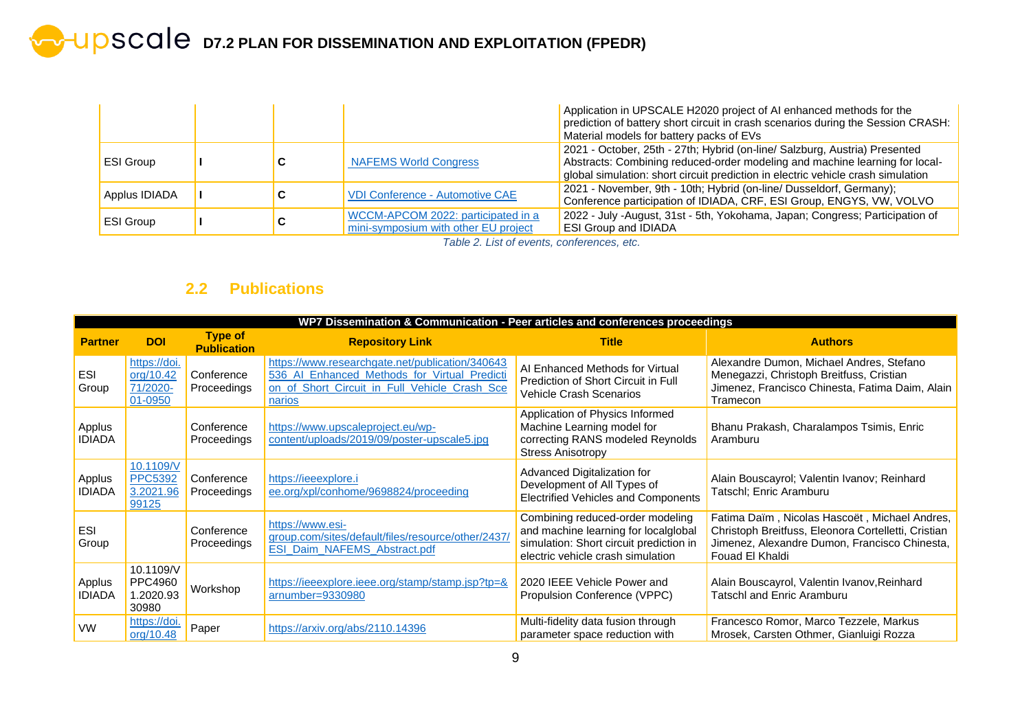| | | | | Application in UPSCALE H2020 project of AI enhanced methods for the prediction of battery short circuit in crash scenarios during the Session CRASH: Material models for battery packs of EVs |
|---|---|---|---|---|
| ESI Group | I | C | NAFEMS World Congress | 2021 - October, 25th - 27th; Hybrid (on-line/ Salzburg, Austria) Presented Abstracts: Combining reduced-order modeling and machine learning for local-global simulation: short circuit prediction in electric vehicle crash simulation |
| Applus IDIADA | I | C | VDI Conference - Automotive CAE | 2021 - November, 9th - 10th; Hybrid (on-line/ Dusseldorf, Germany); Conference participation of IDIADA, CRF, ESI Group, ENGYS, VW, VOLVO |
| ESI Group | I | C | WCCM-APCOM 2022: participated in a mini-symposium with other EU project | 2022 - July -August, 31st - 5th, Yokohama, Japan; Congress; Participation of ESI Group and IDIADA |

*Table 2. List of events, conferences, etc.*

## 2.2 Publications

| WP7 Dissemination & Communication - Peer articles and conferences proceedings | | | | | |
|---|---|---|---|---|---|
| **Partner** | **DOI** | **Type of Publication** | **Repository Link** | **Title** | **Authors** |
| ESI Group | https://doi.org/10.4271/2020-01-0950 | Conference Proceedings | https://www.researchgate.net/publication/340643536_AI_Enhanced_Methods_for_Virtual_Prediction_of_Short_Circuit_in_Full_Vehicle_Crash_Scenarios | AI Enhanced Methods for Virtual Prediction of Short Circuit in Full Vehicle Crash Scenarios | Alexandre Dumon, Michael Andres, Stefano Menegazzi, Christoph Breitfuss, Cristian Jimenez, Francisco Chinesta, Fatima Daim, Alain Tramecon |
| Applus IDIADA | | Conference Proceedings | https://www.upscaleproject.eu/wp-content/uploads/2019/09/poster-upscale5.jpg | Application of Physics Informed Machine Learning model for correcting RANS modeled Reynolds Stress Anisotropy | Bhanu Prakash, Charalampos Tsimis, Enric Aramburu |
| Applus IDIADA | 10.1109/VPPC53923.2021.9699125 | Conference Proceedings | https://ieeexplore.ieee.org/xpl/conhome/9698824/proceeding | Advanced Digitalization for Development of All Types of Electrified Vehicles and Components | Alain Bouscayrol; Valentin Ivanov; Reinhard Tatschl; Enric Aramburu |
| ESI Group | | Conference Proceedings | https://www.esi-group.com/sites/default/files/resource/other/2437/ESI_Daim_NAFEMS_Abstract.pdf | Combining reduced-order modeling and machine learning for localglobal simulation: Short circuit prediction in electric vehicle crash simulation | Fatima Daïm , Nicolas Hascoët , Michael Andres, Christoph Breitfuss, Eleonora Cortelletti, Cristian Jimenez, Alexandre Dumon, Francisco Chinesta, Fouad El Khaldi |
| Applus IDIADA | 10.1109/VPPC49601.2020.9330980 | Workshop | https://ieeexplore.ieee.org/stamp/stamp.jsp?tp=&arnumber=9330980 | 2020 IEEE Vehicle Power and Propulsion Conference (VPPC) | Alain Bouscayrol, Valentin Ivanov,Reinhard Tatschl and Enric Aramburu |
| VW | https://doi.org/10.48 | Paper | https://arxiv.org/abs/2110.14396 | Multi-fidelity data fusion through parameter space reduction with | Francesco Romor, Marco Tezzele, Markus Mrosek, Carsten Othmer, Gianluigi Rozza |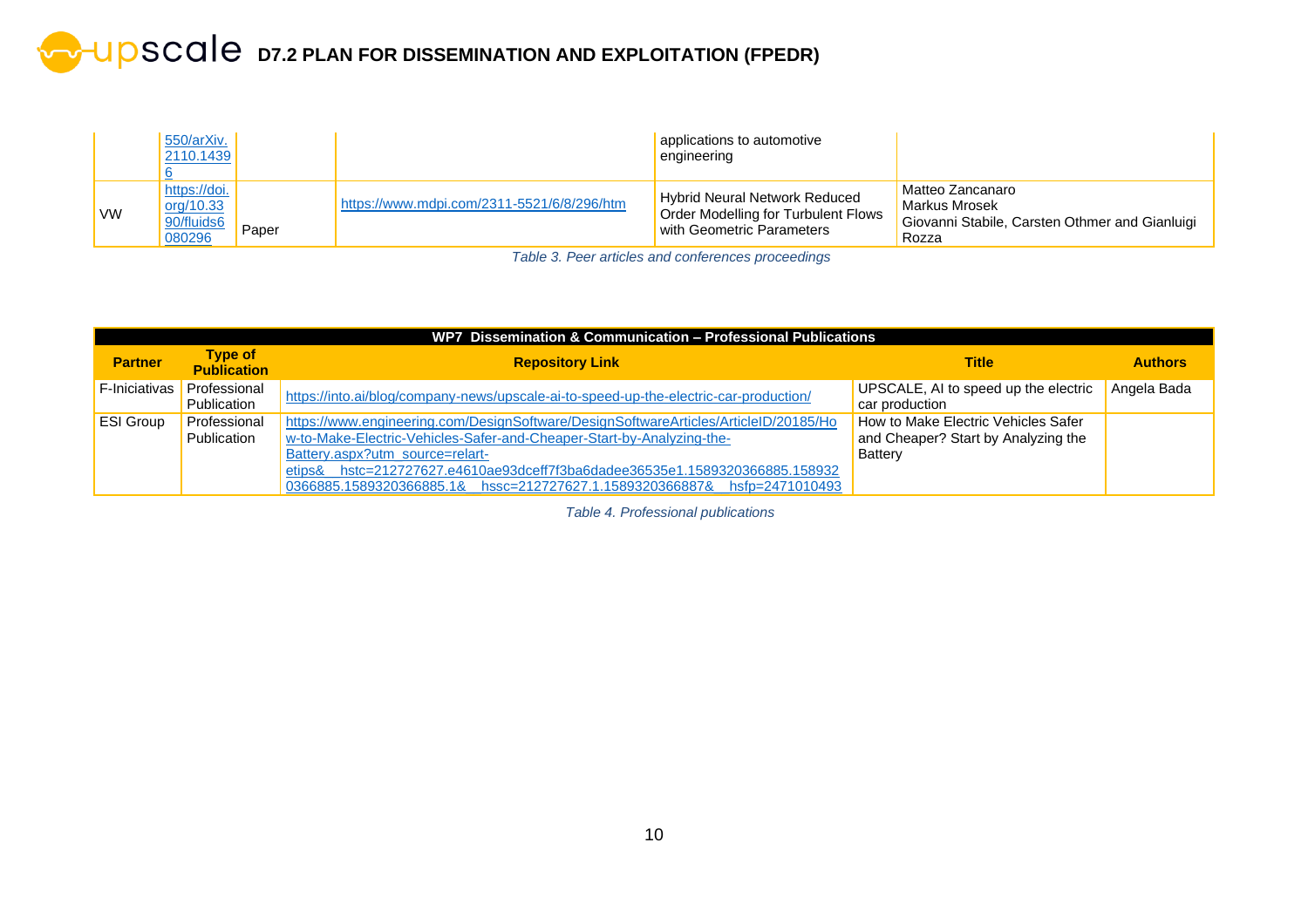| | | | | | |
|---|---|---|---|---|---|
| | 550/arXiv.2110.14396 | | | applications to automotive engineering | |
| VW | https://doi.org/10.3390/fluids6080296 | Paper | https://www.mdpi.com/2311-5521/6/8/296/htm | Hybrid Neural Network Reduced Order Modelling for Turbulent Flows with Geometric Parameters | Matteo Zancanaro Markus Mrosek Giovanni Stabile, Carsten Othmer and Gianluigi Rozza |

*Table 3. Peer articles and conferences proceedings*

| WP7 Dissemination & Communication – Professional Publications | | | | |
|---|---|---|---|---|
| **Partner** | **Type of Publication** | **Repository Link** | **Title** | **Authors** |
| F-Iniciativas | Professional Publication | https://into.ai/blog/company-news/upscale-ai-to-speed-up-the-electric-car-production/ | UPSCALE, AI to speed up the electric car production | Angela Bada |
| ESI Group | Professional Publication | https://www.engineering.com/DesignSoftware/DesignSoftwareArticles/ArticleID/20185/How-to-Make-Electric-Vehicles-Safer-and-Cheaper-Start-by-Analyzing-the-Battery.aspx?utm_source=relart-etips&__hstc=212727627.e4610ae93dceff7f3ba6dadee36535e1.1589320366885.1589320366885.1589320366885.1&__hssc=212727627.1.1589320366887&__hsfp=2471010493 | How to Make Electric Vehicles Safer and Cheaper? Start by Analyzing the Battery | |

*Table 4. Professional publications*